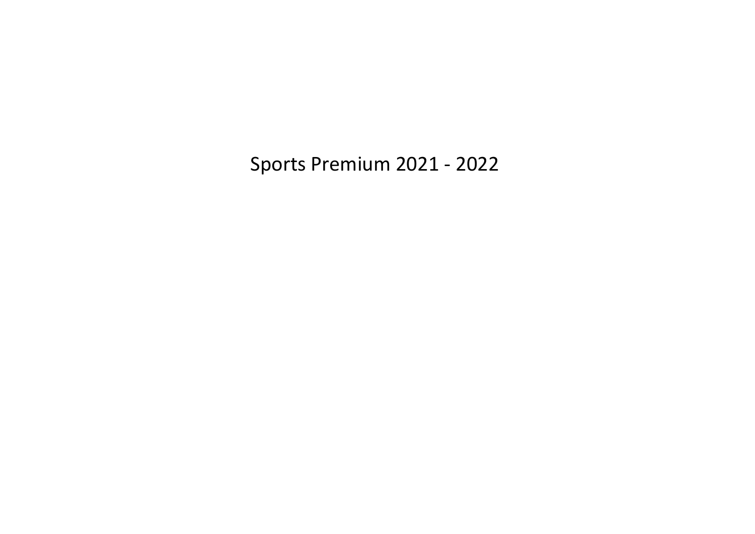# Sports Premium 2021 - 2022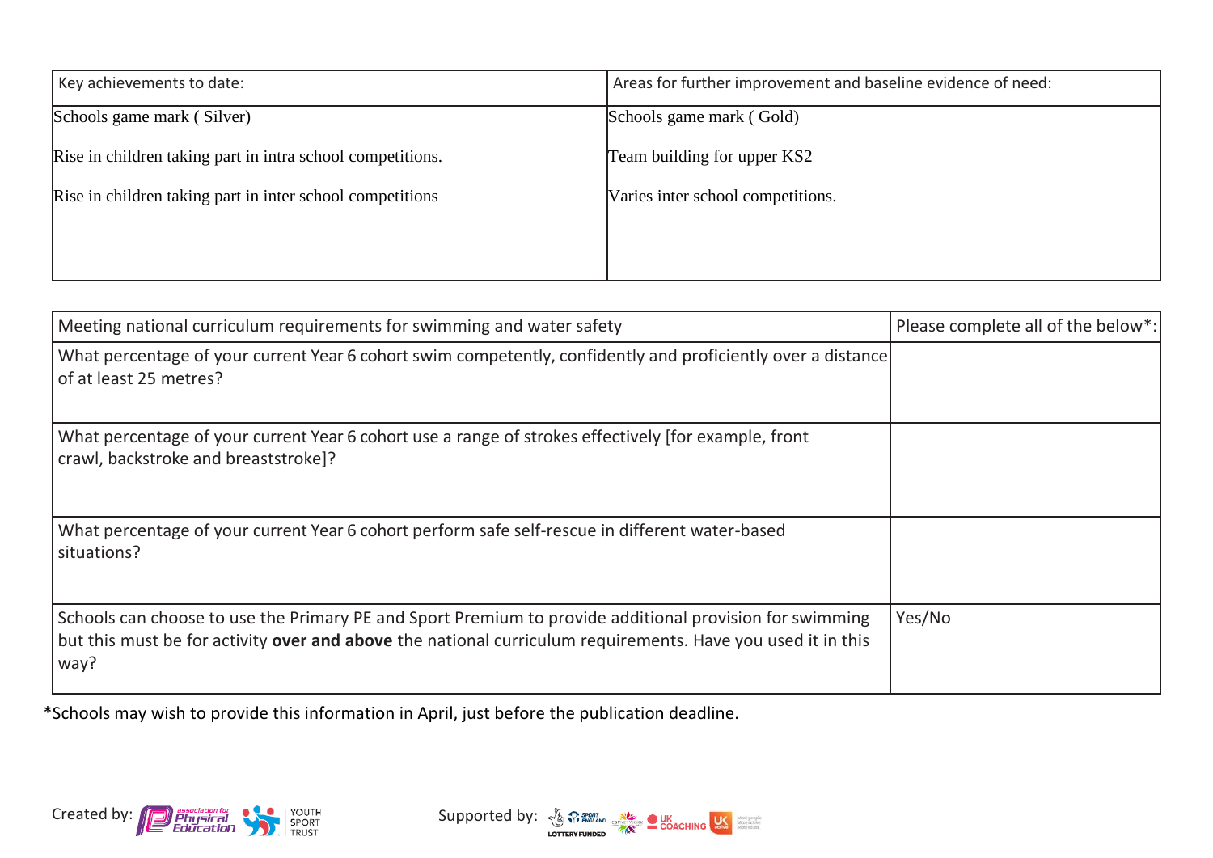| Key achievements to date: | Areas for further improvement and baseline evidence of need: |
|---|---|
| Schools game mark ( Silver)<br><br>Rise in children taking part in intra school competitions.<br><br>Rise in children taking part in inter school competitions | Schools game mark ( Gold)<br><br>Team building for upper KS2<br><br>Varies inter school competitions. |

| Meeting national curriculum requirements for swimming and water safety | Please complete all of the below*: |
|---|---|
| What percentage of your current Year 6 cohort swim competently, confidently and proficiently over a distance of at least 25 metres? | |
| What percentage of your current Year 6 cohort use a range of strokes effectively [for example, front crawl, backstroke and breaststroke]? | |
| What percentage of your current Year 6 cohort perform safe self-rescue in different water-based situations? | |
| Schools can choose to use the Primary PE and Sport Premium to provide additional provision for swimming but this must be for activity **over and above** the national curriculum requirements. Have you used it in this way? | Yes/No |

*Schools may wish to provide this information in April, just before the publication deadline.

Created by: association for Physical Education, Youth Sport Trust

Supported by: Sport England, Lottery Funded, CSPN, UK Coaching, UK Active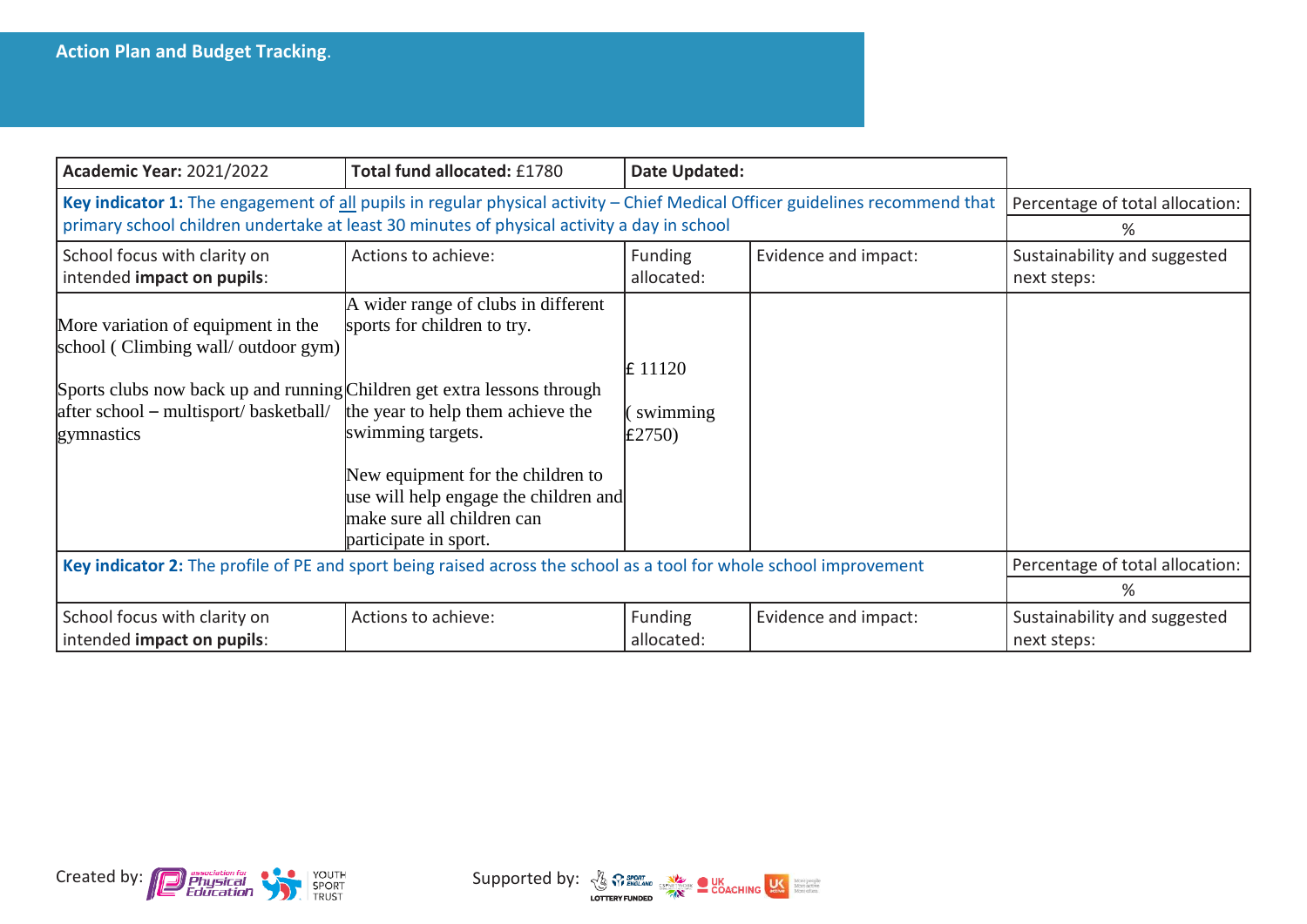## Action Plan and Budget Tracking.

| Academic Year: 2021/2022 | Total fund allocated: £1780 | Date Updated: | | |
|---|---|---|---|---|
| **Key indicator 1:** The engagement of all pupils in regular physical activity – Chief Medical Officer guidelines recommend that primary school children undertake at least 30 minutes of physical activity a day in school | | | | Percentage of total allocation:<br>% |
| School focus with clarity on intended **impact on pupils**: | Actions to achieve: | Funding allocated: | Evidence and impact: | Sustainability and suggested next steps: |
| More variation of equipment in the school ( Climbing wall/ outdoor gym)<br><br>Sports clubs now back up and running after school – multisport/ basketball/ gymnastics | A wider range of clubs in different sports for children to try.<br><br>Children get extra lessons through the year to help them achieve the swimming targets.<br><br>New equipment for the children to use will help engage the children and make sure all children can participate in sport. | £ 11120<br><br>( swimming £2750) | | |
| **Key indicator 2:** The profile of PE and sport being raised across the school as a tool for whole school improvement | | | | Percentage of total allocation:<br>% |
| School focus with clarity on intended **impact on pupils**: | Actions to achieve: | Funding allocated: | Evidence and impact: | Sustainability and suggested next steps: |

Created by: association for Physical Education, YOUTH SPORT TRUST

Supported by: SPORT ENGLAND LOTTERY FUNDED, UK COACHING, UK active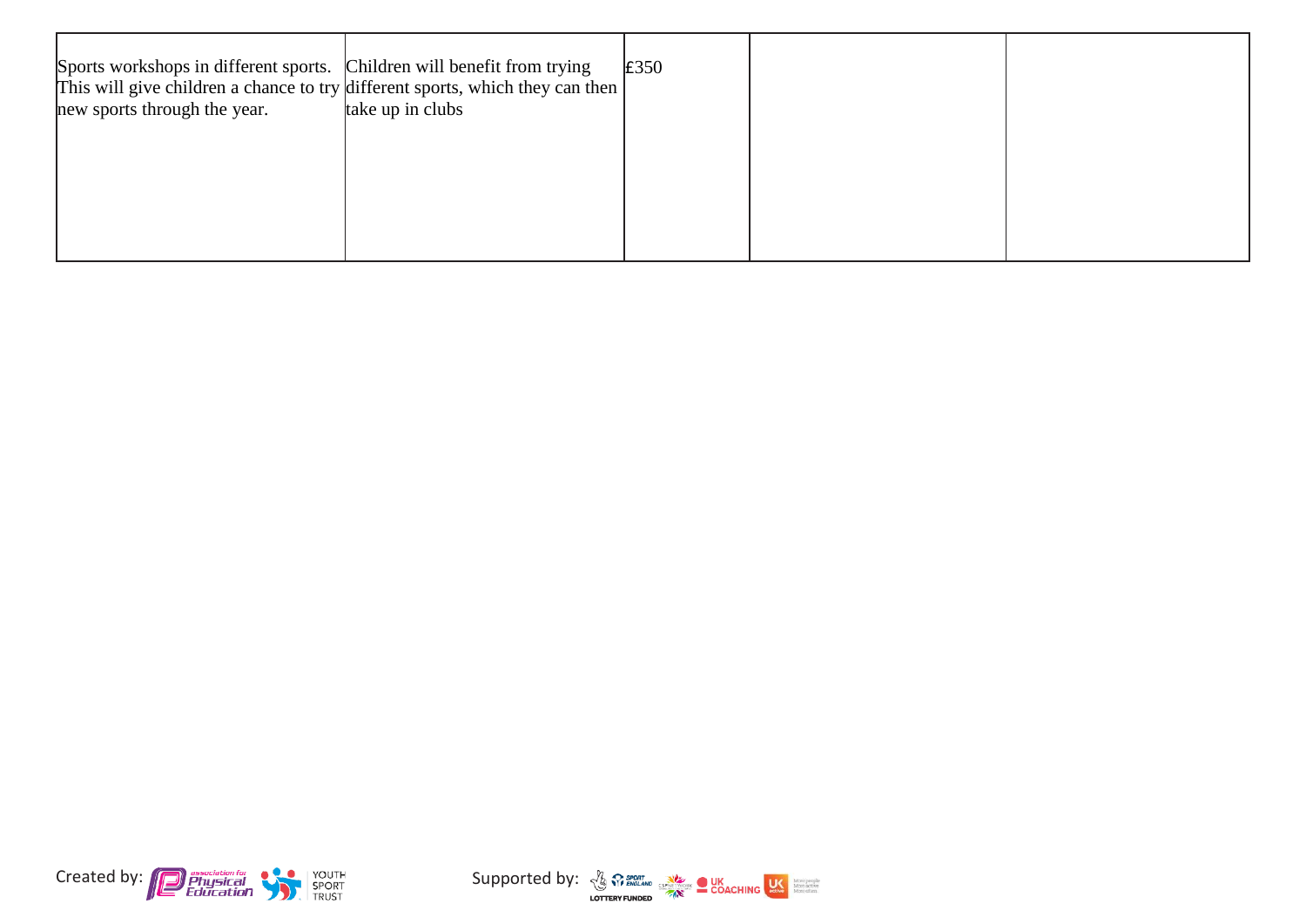| | | | | |
|---|---|---|---|---|
| Sports workshops in different sports. This will give children a chance to try new sports through the year. | Children will benefit from trying different sports, which they can then take up in clubs | £350 | | |

Created by: Supported by: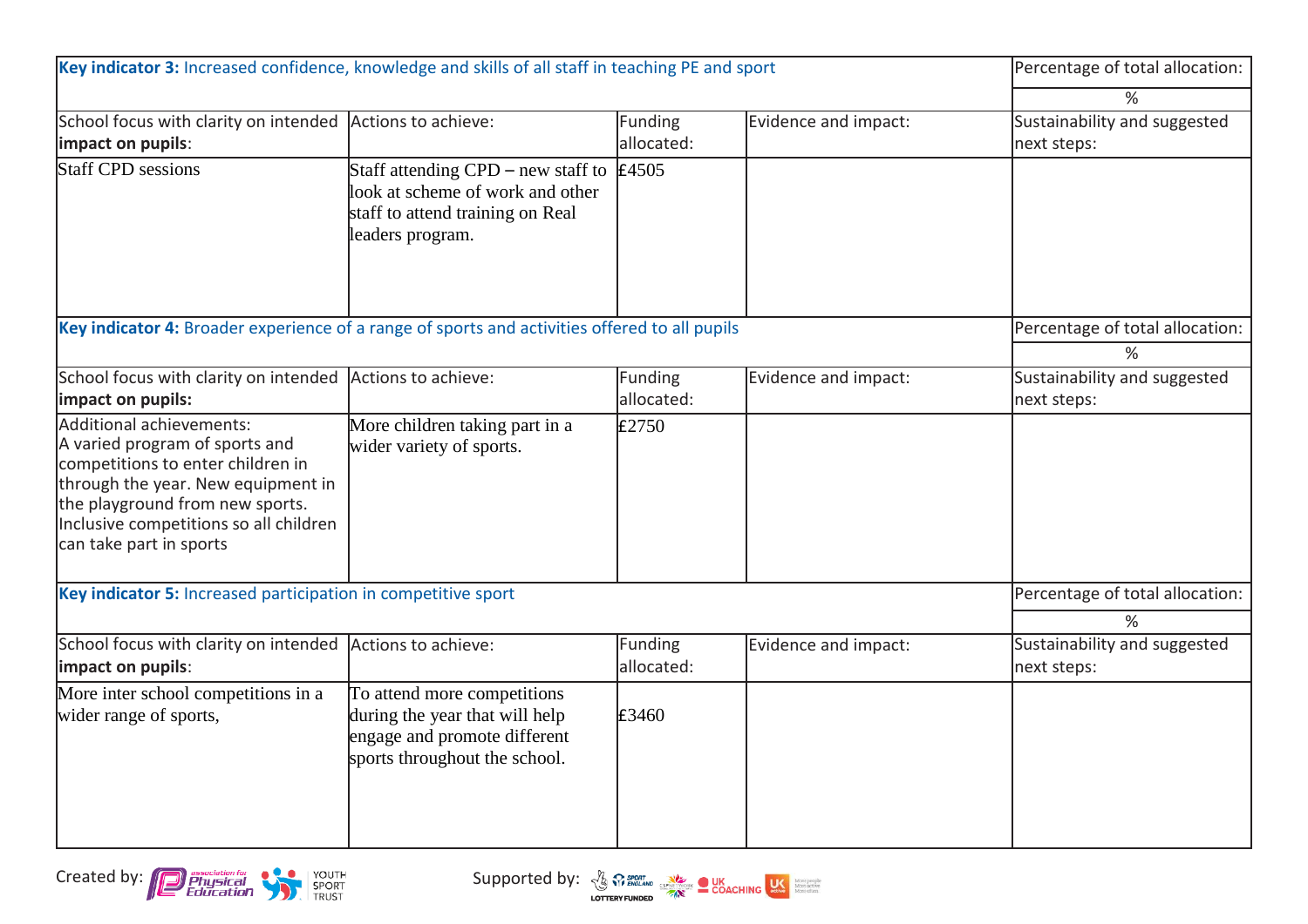| Key indicator 3: Increased confidence, knowledge and skills of all staff in teaching PE and sport | | | | Percentage of total allocation: |
|---|---|---|---|---|
| | | | | % |
| School focus with clarity on intended **impact on pupils**: | Actions to achieve: | Funding allocated: | Evidence and impact: | Sustainability and suggested next steps: |
| Staff CPD sessions | Staff attending CPD – new staff to look at scheme of work and other staff to attend training on Real leaders program. | £4505 | | |

| Key indicator 4: Broader experience of a range of sports and activities offered to all pupils | | | | Percentage of total allocation: |
|---|---|---|---|---|
| | | | | % |
| School focus with clarity on intended **impact on pupils:** | Actions to achieve: | Funding allocated: | Evidence and impact: | Sustainability and suggested next steps: |
| Additional achievements: A varied program of sports and competitions to enter children in through the year. New equipment in the playground from new sports. Inclusive competitions so all children can take part in sports | More children taking part in a wider variety of sports. | £2750 | | |

| Key indicator 5: Increased participation in competitive sport | | | | Percentage of total allocation: |
|---|---|---|---|---|
| | | | | % |
| School focus with clarity on intended **impact on pupils**: | Actions to achieve: | Funding allocated: | Evidence and impact: | Sustainability and suggested next steps: |
| More inter school competitions in a wider range of sports, | To attend more competitions during the year that will help engage and promote different sports throughout the school. | £3460 | | |

Created by: association for Physical Education, YOUTH SPORT TRUST

Supported by: SPORT ENGLAND, LOTTERY FUNDED, UK COACHING, UK active